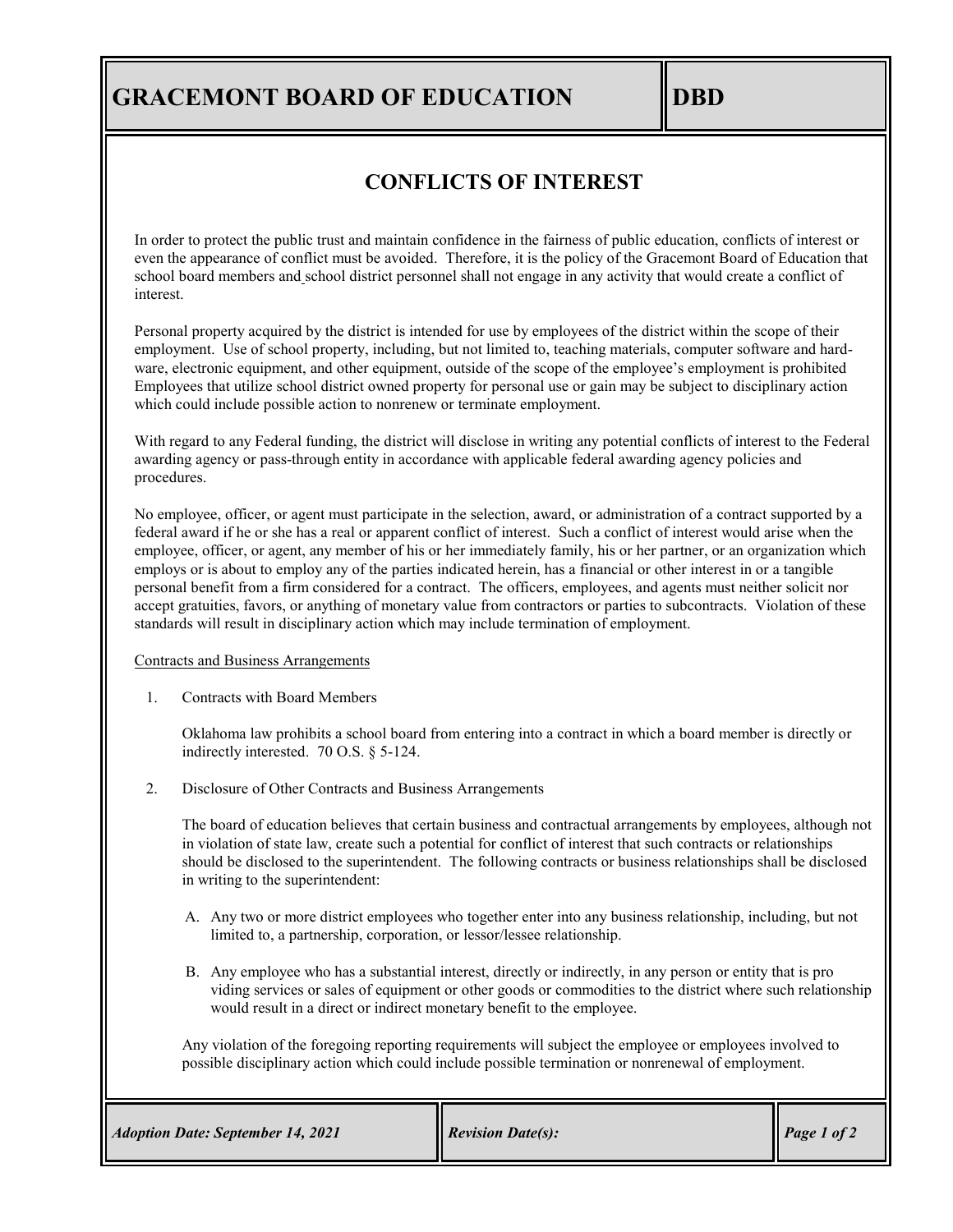# GRACEMONT BOARD OF EDUCATION — DBD

## CONFLICTS OF INTEREST

In order to protect the public trust and maintain confidence in the fairness of public education, conflicts of interest or even the appearance of conflict must be avoided. Therefore, it is the policy of the Gracemont Board of Education that school board members and school district personnel shall not engage in any activity that would create a conflict of interest.

Personal property acquired by the district is intended for use by employees of the district within the scope of their employment. Use of school property, including, but not limited to, teaching materials, computer software and hardware, electronic equipment, and other equipment, outside of the scope of the employee's employment is prohibited Employees that utilize school district owned property for personal use or gain may be subject to disciplinary action which could include possible action to nonrenew or terminate employment.

With regard to any Federal funding, the district will disclose in writing any potential conflicts of interest to the Federal awarding agency or pass-through entity in accordance with applicable federal awarding agency policies and procedures.

No employee, officer, or agent must participate in the selection, award, or administration of a contract supported by a federal award if he or she has a real or apparent conflict of interest. Such a conflict of interest would arise when the employee, officer, or agent, any member of his or her immediately family, his or her partner, or an organization which employs or is about to employ any of the parties indicated herein, has a financial or other interest in or a tangible personal benefit from a firm considered for a contract. The officers, employees, and agents must neither solicit nor accept gratuities, favors, or anything of monetary value from contractors or parties to subcontracts. Violation of these standards will result in disciplinary action which may include termination of employment.

Contracts and Business Arrangements

1. Contracts with Board Members

   Oklahoma law prohibits a school board from entering into a contract in which a board member is directly or indirectly interested. 70 O.S. § 5-124.

2. Disclosure of Other Contracts and Business Arrangements

   The board of education believes that certain business and contractual arrangements by employees, although not in violation of state law, create such a potential for conflict of interest that such contracts or relationships should be disclosed to the superintendent. The following contracts or business relationships shall be disclosed in writing to the superintendent:

   A. Any two or more district employees who together enter into any business relationship, including, but not limited to, a partnership, corporation, or lessor/lessee relationship.

   B. Any employee who has a substantial interest, directly or indirectly, in any person or entity that is providing services or sales of equipment or other goods or commodities to the district where such relationship would result in a direct or indirect monetary benefit to the employee.

   Any violation of the foregoing reporting requirements will subject the employee or employees involved to possible disciplinary action which could include possible termination or nonrenewal of employment.

*Adoption Date: September 14, 2021* | *Revision Date(s):*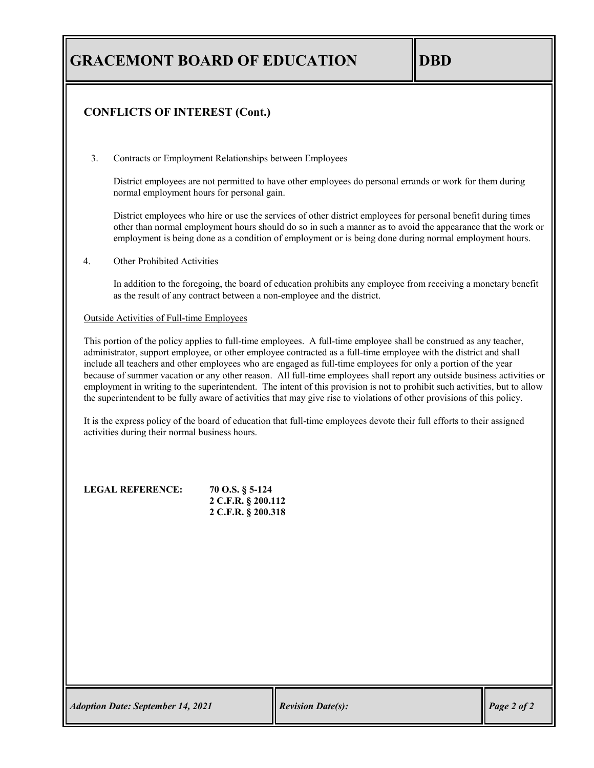## CONFLICTS OF INTEREST (Cont.)

3. Contracts or Employment Relationships between Employees

   District employees are not permitted to have other employees do personal errands or work for them during normal employment hours for personal gain.

   District employees who hire or use the services of other district employees for personal benefit during times other than normal employment hours should do so in such a manner as to avoid the appearance that the work or employment is being done as a condition of employment or is being done during normal employment hours.

4. Other Prohibited Activities

   In addition to the foregoing, the board of education prohibits any employee from receiving a monetary benefit as the result of any contract between a non-employee and the district.

Outside Activities of Full-time Employees

This portion of the policy applies to full-time employees. A full-time employee shall be construed as any teacher, administrator, support employee, or other employee contracted as a full-time employee with the district and shall include all teachers and other employees who are engaged as full-time employees for only a portion of the year because of summer vacation or any other reason. All full-time employees shall report any outside business activities or employment in writing to the superintendent. The intent of this provision is not to prohibit such activities, but to allow the superintendent to be fully aware of activities that may give rise to violations of other provisions of this policy.

It is the express policy of the board of education that full-time employees devote their full efforts to their assigned activities during their normal business hours.

**LEGAL REFERENCE:** **70 O.S. § 5-124**
**2 C.F.R. § 200.112**
**2 C.F.R. § 200.318**

*Adoption Date: September 14, 2021* | *Revision Date(s):*